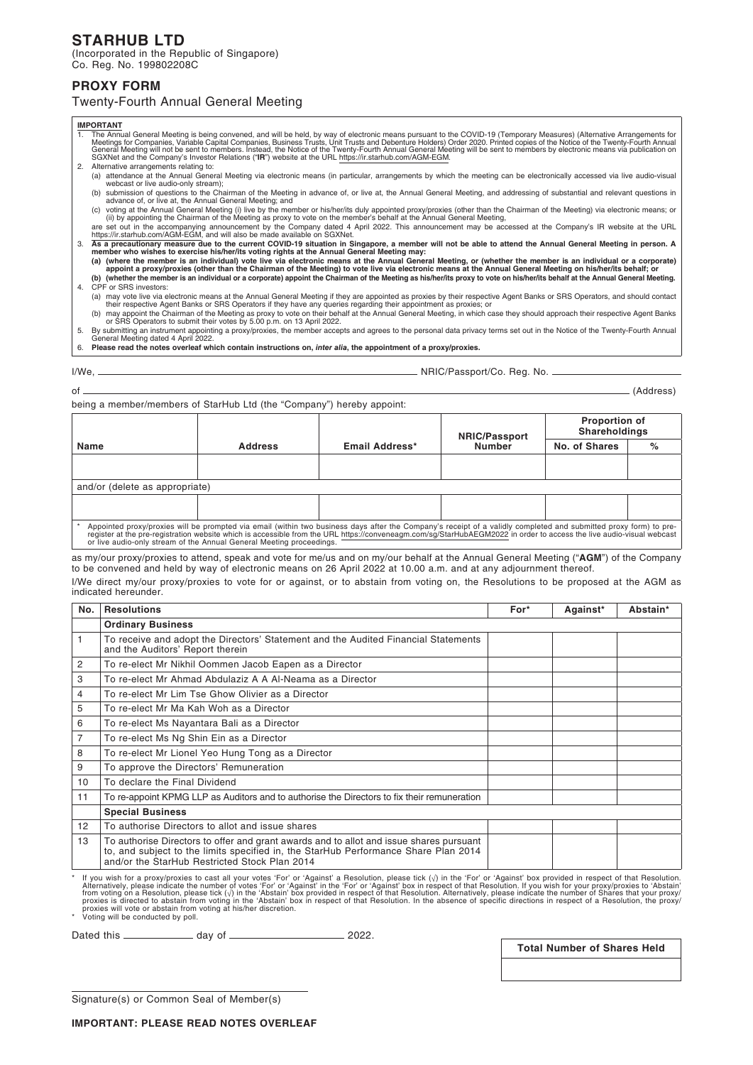# STARHUB LTD

(Incorporated in the Republic of Singapore)
Co. Reg. No. 199802208C

## PROXY FORM

Twenty-Fourth Annual General Meeting

**IMPORTANT**

1. The Annual General Meeting is being convened, and will be held, by way of electronic means pursuant to the COVID-19 (Temporary Measures) (Alternative Arrangements for Meetings for Companies, Variable Capital Companies, Business Trusts, Unit Trusts and Debenture Holders) Order 2020. Printed copies of the Notice of the Twenty-Fourth Annual General Meeting will not be sent to members. Instead, the Notice of the Twenty-Fourth Annual General Meeting will be sent to members by electronic means via publication on SGXNet and the Company's Investor Relations ("**IR**") website at the URL https://ir.starhub.com/AGM-EGM.
2. Alternative arrangements relating to:
   (a) attendance at the Annual General Meeting via electronic means (in particular, arrangements by which the meeting can be electronically accessed via live audio-visual webcast or live audio-only stream);
   (b) submission of questions to the Chairman of the Meeting in advance of, or live at, the Annual General Meeting, and addressing of substantial and relevant questions in advance of, or live at, the Annual General Meeting; and
   (c) voting at the Annual General Meeting (i) live by the member or his/her/its duly appointed proxy/proxies (other than the Chairman of the Meeting) via electronic means; or (ii) by appointing the Chairman of the Meeting as proxy to vote on the member's behalf at the Annual General Meeting,

   are set out in the accompanying announcement by the Company dated 4 April 2022. This announcement may be accessed at the Company's IR website at the URL https://ir.starhub.com/AGM-EGM, and will also be made available on SGXNet.
3. **As a precautionary measure due to the current COVID-19 situation in Singapore, a member will not be able to attend the Annual General Meeting in person. A member who wishes to exercise his/her/its voting rights at the Annual General Meeting may:**
   **(a) (where the member is an individual) vote live via electronic means at the Annual General Meeting, or (whether the member is an individual or a corporate) appoint a proxy/proxies (other than the Chairman of the Meeting) to vote live via electronic means at the Annual General Meeting on his/her/its behalf; or**
   **(b) (whether the member is an individual or a corporate) appoint the Chairman of the Meeting as his/her/its proxy to vote on his/her/its behalf at the Annual General Meeting.**
4. CPF or SRS investors:
   (a) may vote live via electronic means at the Annual General Meeting if they are appointed as proxies by their respective Agent Banks or SRS Operators, and should contact their respective Agent Banks or SRS Operators if they have any queries regarding their appointment as proxies; or
   (b) may appoint the Chairman of the Meeting as proxy to vote on their behalf at the Annual General Meeting, in which case they should approach their respective Agent Banks or SRS Operators to submit their votes by 5.00 p.m. on 13 April 2022.
5. By submitting an instrument appointing a proxy/proxies, the member accepts and agrees to the personal data privacy terms set out in the Notice of the Twenty-Fourth Annual General Meeting dated 4 April 2022.
6. **Please read the notes overleaf which contain instructions on, *inter alia*, the appointment of a proxy/proxies.**

I/We, ______________________________ NRIC/Passport/Co. Reg. No. ______________

of ______________________________________________________________ (Address)

being a member/members of StarHub Ltd (the "Company") hereby appoint:

| Name | Address | Email Address* | NRIC/Passport Number | Proportion of Shareholdings | |
|---|---|---|---|---|---|
| | | | | No. of Shares | % |
| | | | | | |
| and/or (delete as appropriate) | | | | | |
| | | | | | |

\* Appointed proxy/proxies will be prompted via email (within two business days after the Company's receipt of a validly completed and submitted proxy form) to pre-register at the pre-registration website which is accessible from the URL https://conveneagm.com/sg/StarHubAEGM2022 in order to access the live audio-visual webcast or live audio-only stream of the Annual General Meeting proceedings.

as my/our proxy/proxies to attend, speak and vote for me/us and on my/our behalf at the Annual General Meeting ("**AGM**") of the Company to be convened and held by way of electronic means on 26 April 2022 at 10.00 a.m. and at any adjournment thereof.

I/We direct my/our proxy/proxies to vote for or against, or to abstain from voting on, the Resolutions to be proposed at the AGM as indicated hereunder.

| No. | Resolutions | For* | Against* | Abstain* |
|---|---|---|---|---|
| | **Ordinary Business** | | | |
| 1 | To receive and adopt the Directors' Statement and the Audited Financial Statements and the Auditors' Report therein | | | |
| 2 | To re-elect Mr Nikhil Oommen Jacob Eapen as a Director | | | |
| 3 | To re-elect Mr Ahmad Abdulaziz A A Al-Neama as a Director | | | |
| 4 | To re-elect Mr Lim Tse Ghow Olivier as a Director | | | |
| 5 | To re-elect Mr Ma Kah Woh as a Director | | | |
| 6 | To re-elect Ms Nayantara Bali as a Director | | | |
| 7 | To re-elect Ms Ng Shin Ein as a Director | | | |
| 8 | To re-elect Mr Lionel Yeo Hung Tong as a Director | | | |
| 9 | To approve the Directors' Remuneration | | | |
| 10 | To declare the Final Dividend | | | |
| 11 | To re-appoint KPMG LLP as Auditors and to authorise the Directors to fix their remuneration | | | |
| | **Special Business** | | | |
| 12 | To authorise Directors to allot and issue shares | | | |
| 13 | To authorise Directors to offer and grant awards and to allot and issue shares pursuant to, and subject to the limits specified in, the StarHub Performance Share Plan 2014 and/or the StarHub Restricted Stock Plan 2014 | | | |

\* If you wish for a proxy/proxies to cast all your votes 'For' or 'Against' a Resolution, please tick (√) in the 'For' or 'Against' box provided in respect of that Resolution. Alternatively, please indicate the number of votes 'For' or 'Against' in the 'For' or 'Against' box in respect of that Resolution. If you wish for your proxy/proxies to 'Abstain' from voting on a Resolution, please tick (√) in the 'Abstain' box provided in respect of that Resolution. Alternatively, please indicate the number of Shares that your proxy/proxies is directed to abstain from voting in the 'Abstain' box in respect of that Resolution. In the absence of specific directions in respect of a Resolution, the proxy/proxies will vote or abstain from voting at his/her discretion.

\* Voting will be conducted by poll.

Dated this ____________ day of ____________________ 2022.

| Total Number of Shares Held |
|---|
| |

______________________________
Signature(s) or Common Seal of Member(s)

**IMPORTANT: PLEASE READ NOTES OVERLEAF**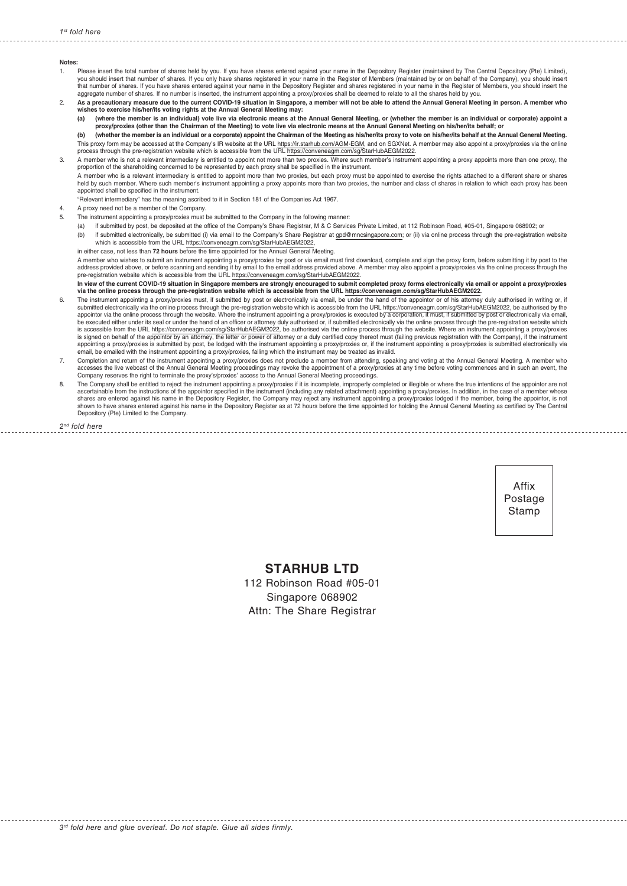*1st fold here*

**Notes:**

1. Please insert the total number of shares held by you. If you have shares entered against your name in the Depository Register (maintained by The Central Depository (Pte) Limited), you should insert that number of shares. If you only have shares registered in your name in the Register of Members (maintained by or on behalf of the Company), you should insert that number of shares. If you have shares entered against your name in the Depository Register and shares registered in your name in the Register of Members, you should insert the aggregate number of shares. If no number is inserted, the instrument appointing a proxy/proxies shall be deemed to relate to all the shares held by you.
2. **As a precautionary measure due to the current COVID-19 situation in Singapore, a member will not be able to attend the Annual General Meeting in person. A member who wishes to exercise his/her/its voting rights at the Annual General Meeting may:**
   **(a) (where the member is an individual) vote live via electronic means at the Annual General Meeting, or (whether the member is an individual or corporate) appoint a proxy/proxies (other than the Chairman of the Meeting) to vote live via electronic means at the Annual General Meeting on his/her/its behalf; or**
   **(b) (whether the member is an individual or a corporate) appoint the Chairman of the Meeting as his/her/its proxy to vote on his/her/its behalf at the Annual General Meeting.**
   This proxy form may be accessed at the Company's IR website at the URL https://ir.starhub.com/AGM-EGM, and on SGXNet. A member may also appoint a proxy/proxies via the online process through the pre-registration website which is accessible from the URL https://conveneagm.com/sg/StarHubAEGM2022.
3. A member who is not a relevant intermediary is entitled to appoint not more than two proxies. Where such member's instrument appointing a proxy appoints more than one proxy, the proportion of the shareholding concerned to be represented by each proxy shall be specified in the instrument.
   A member who is a relevant intermediary is entitled to appoint more than two proxies, but each proxy must be appointed to exercise the rights attached to a different share or shares held by such member. Where such member's instrument appointing a proxy appoints more than two proxies, the number and class of shares in relation to which each proxy has been appointed shall be specified in the instrument.
   "Relevant intermediary" has the meaning ascribed to it in Section 181 of the Companies Act 1967.
4. A proxy need not be a member of the Company.
5. The instrument appointing a proxy/proxies must be submitted to the Company in the following manner:
   (a) if submitted by post, be deposited at the office of the Company's Share Registrar, M & C Services Private Limited, at 112 Robinson Road, #05-01, Singapore 068902; or
   (b) if submitted electronically, be submitted (i) via email to the Company's Share Registrar at gpd@mncsingapore.com; or (ii) via online process through the pre-registration website which is accessible from the URL https://conveneagm.com/sg/StarHubAEGM2022,
   in either case, not less than **72 hours** before the time appointed for the Annual General Meeting.
   A member who wishes to submit an instrument appointing a proxy/proxies by post or via email must first download, complete and sign the proxy form, before submitting it by post to the address provided above, or before scanning and sending it by email to the email address provided above. A member may also appoint a proxy/proxies via the online process through the pre-registration website which is accessible from the URL https://conveneagm.com/sg/StarHubAEGM2022.
   **In view of the current COVID-19 situation in Singapore members are strongly encouraged to submit completed proxy forms electronically via email or appoint a proxy/proxies via the online process through the pre-registration website which is accessible from the URL https://conveneagm.com/sg/StarHubAEGM2022.**
6. The instrument appointing a proxy/proxies must, if submitted by post or electronically via email, be under the hand of the appointor or of his attorney duly authorised in writing or, if submitted electronically via the online process through the pre-registration website which is accessible from the URL https://conveneagm.com/sg/StarHubAEGM2022, be authorised by the appointor via the online process through the website. Where the instrument appointing a proxy/proxies is executed by a corporation, it must, if submitted by post or electronically via email, be executed either under its seal or under the hand of an officer or attorney duly authorised or, if submitted electronically via the online process through the pre-registration website which is accessible from the URL https://conveneagm.com/sg/StarHubAEGM2022, be authorised via the online process through the website. Where an instrument appointing a proxy/proxies is signed on behalf of the appointor by an attorney, the letter or power of attorney or a duly certified copy thereof must (failing previous registration with the Company), if the instrument appointing a proxy/proxies is submitted by post, be lodged with the instrument appointing a proxy/proxies or, if the instrument appointing a proxy/proxies is submitted electronically via email, be emailed with the instrument appointing a proxy/proxies, failing which the instrument may be treated as invalid.
7. Completion and return of the instrument appointing a proxy/proxies does not preclude a member from attending, speaking and voting at the Annual General Meeting. A member who accesses the live webcast of the Annual General Meeting proceedings may revoke the appointment of a proxy/proxies at any time before voting commences and in such an event, the Company reserves the right to terminate the proxy's/proxies' access to the Annual General Meeting proceedings.
8. The Company shall be entitled to reject the instrument appointing a proxy/proxies if it is incomplete, improperly completed or illegible or where the true intentions of the appointor are not ascertainable from the instructions of the appointor specified in the instrument (including any related attachment) appointing a proxy/proxies. In addition, in the case of a member whose shares are entered against his name in the Depository Register, the Company may reject any instrument appointing a proxy/proxies lodged if the member, being the appointor, is not shown to have shares entered against his name in the Depository Register as at 72 hours before the time appointed for holding the Annual General Meeting as certified by The Central Depository (Pte) Limited to the Company.

*2nd fold here*

Affix Postage Stamp

**STARHUB LTD**
112 Robinson Road #05-01
Singapore 068902
Attn: The Share Registrar

*3rd fold here and glue overleaf. Do not staple. Glue all sides firmly.*